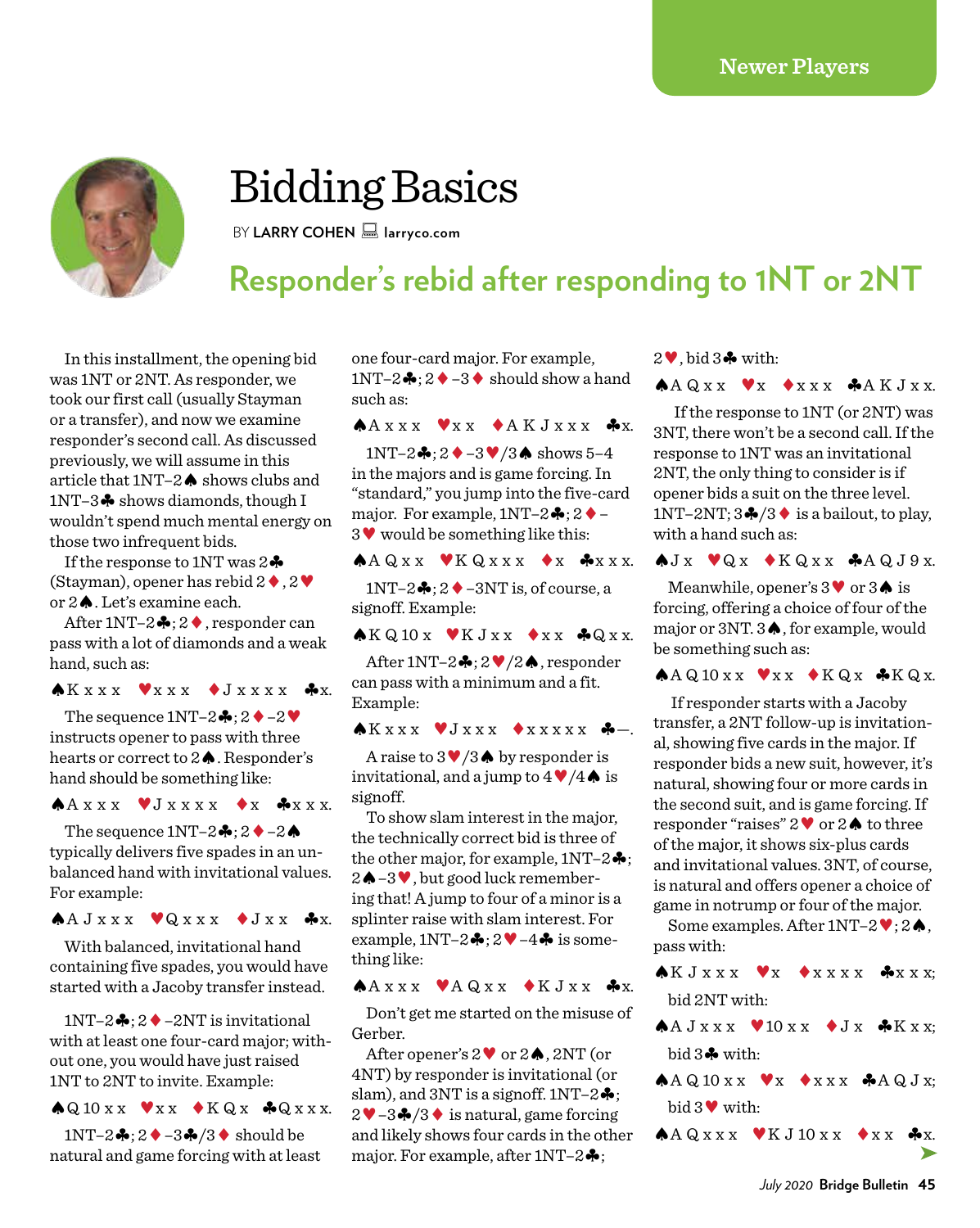Newer Players

# Bidding Basics

BY **LARRY COHEN** larryco.com

## Responder's rebid after responding to 1NT or 2NT

In this installment, the opening bid was 1NT or 2NT. As responder, we took our first call (usually Stayman or a transfer), and now we examine responder's second call. As discussed previously, we will assume in this article that 1NT–2♠ shows clubs and 1NT–3♣ shows diamonds, though I wouldn't spend much mental energy on those two infrequent bids.

If the response to 1NT was 2♣ (Stayman), opener has rebid 2♦, 2♥ or 2♠. Let's examine each.

After 1NT–2♣; 2♦, responder can pass with a lot of diamonds and a weak hand, such as:

♠K x x x ♥x x x ♦J x x x x ♣x.

The sequence 1NT–2♣; 2♦–2♥ instructs opener to pass with three hearts or correct to 2♠. Responder's hand should be something like:

♠A x x x ♥J x x x x ♦x ♣x x x.

The sequence 1NT–2♣; 2♦–2♠ typically delivers five spades in an unbalanced hand with invitational values. For example:

♠A J x x x ♥Q x x x ♦J x x ♣x.

With balanced, invitational hand containing five spades, you would have started with a Jacoby transfer instead.

1NT–2♣; 2♦–2NT is invitational with at least one four-card major; without one, you would have just raised 1NT to 2NT to invite. Example:

♠Q 10 x x ♥x x ♦K Q x ♣Q x x x.

1NT–2♣; 2♦–3♣/3♦ should be natural and game forcing with at least one four-card major. For example, 1NT–2♣; 2♦–3♦ should show a hand such as:

♠A x x x ♥x x ♦A K J x x x ♣x.

1NT–2♣; 2♦–3♥/3♠ shows 5–4 in the majors and is game forcing. In "standard," you jump into the five-card major. For example, 1NT–2♣; 2♦–3♥ would be something like this:

♠A Q x x ♥K Q x x x ♦x ♣x x x.

1NT–2♣; 2♦–3NT is, of course, a signoff. Example:

♠K Q 10 x ♥K J x x ♦x x ♣Q x x.

After 1NT–2♣; 2♥/2♠, responder can pass with a minimum and a fit. Example:

♠K x x x ♥J x x x ♦x x x x x ♣–.

A raise to 3♥/3♠ by responder is invitational, and a jump to 4♥/4♠ is signoff.

To show slam interest in the major, the technically correct bid is three of the other major, for example, 1NT–2♣; 2♠–3♥, but good luck remembering that! A jump to four of a minor is a splinter raise with slam interest. For example, 1NT–2♣; 2♥–4♣ is something like:

♠A x x x ♥A Q x x ♦K J x x ♣x.

Don't get me started on the misuse of Gerber.

After opener's 2♥ or 2♠, 2NT (or 4NT) by responder is invitational (or slam), and 3NT is a signoff. 1NT–2♣; 2♥–3♣/3♦ is natural, game forcing and likely shows four cards in the other major. For example, after 1NT–2♣; 2♥, bid 3♣ with:

♠A Q x x ♥x ♦x x x ♣A K J x x.

If the response to 1NT (or 2NT) was 3NT, there won't be a second call. If the response to 1NT was an invitational 2NT, the only thing to consider is if opener bids a suit on the three level. 1NT–2NT; 3♣/3♦ is a bailout, to play, with a hand such as:

♠J x ♥Q x ♦K Q x x ♣A Q J 9 x.

Meanwhile, opener's 3♥ or 3♠ is forcing, offering a choice of four of the major or 3NT. 3♠, for example, would be something such as:

♠A Q 10 x x ♥x x ♦K Q x ♣K Q x.

If responder starts with a Jacoby transfer, a 2NT follow-up is invitational, showing five cards in the major. If responder bids a new suit, however, it's natural, showing four or more cards in the second suit, and is game forcing. If responder "raises" 2♥ or 2♠ to three of the major, it shows six-plus cards and invitational values. 3NT, of course, is natural and offers opener a choice of game in notrump or four of the major.

Some examples. After 1NT–2♥; 2♠, pass with:

♠K J x x x ♥x ♦x x x x ♣x x x;

bid 2NT with:

♠A J x x x ♥10 x x ♦J x ♣K x x;

bid 3♣ with:

♠A Q 10 x x ♥x ♦x x x ♣A Q J x;

bid 3♥ with:

♠A Q x x x ♥K J 10 x x ♦x x ♣x.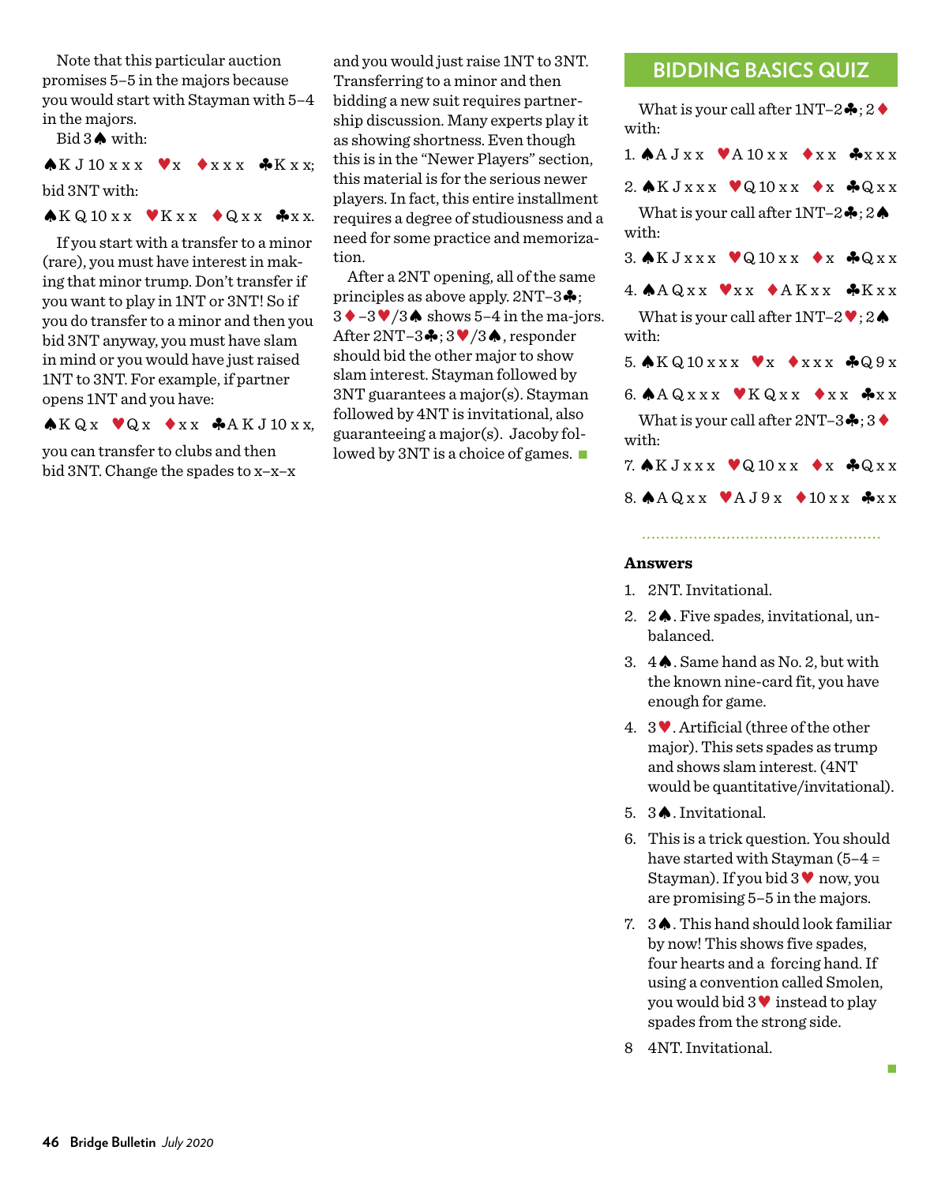Note that this particular auction promises 5–5 in the majors because you would start with Stayman with 5–4 in the majors.

Bid 3♠ with:

♠K J 10 x x x ♥x ♦x x x ♣K x x;

bid 3NT with:

♠K Q 10 x x ♥K x x ♦Q x x ♣x x.

If you start with a transfer to a minor (rare), you must have interest in making that minor trump. Don't transfer if you want to play in 1NT or 3NT! So if you do transfer to a minor and then you bid 3NT anyway, you must have slam in mind or you would have just raised 1NT to 3NT. For example, if partner opens 1NT and you have:

♠K Q x ♥Q x ♦x x ♣A K J 10 x x,

you can transfer to clubs and then bid 3NT. Change the spades to x–x–x and you would just raise 1NT to 3NT. Transferring to a minor and then bidding a new suit requires partnership discussion. Many experts play it as showing shortness. Even though this is in the "Newer Players" section, this material is for the serious newer players. In fact, this entire installment requires a degree of studiousness and a need for some practice and memorization.

After a 2NT opening, all of the same principles as above apply. 2NT–3♣; 3♦–3♥/3♠ shows 5–4 in the majors. After 2NT–3♣; 3♥/3♠, responder should bid the other major to show slam interest. Stayman followed by 3NT guarantees a major(s). Stayman followed by 4NT is invitational, also guaranteeing a major(s). Jacoby followed by 3NT is a choice of games. ■

## BIDDING BASICS QUIZ

What is your call after 1NT–2♣; 2♦ with:

1. ♠A J x x ♥A 10 x x ♦x x ♣x x x
2. ♠K J x x x ♥Q 10 x x ♦x ♣Q x x

What is your call after 1NT–2♣; 2♠ with:

3. ♠K J x x x ♥Q 10 x x ♦x ♣Q x x
4. ♠A Q x x ♥x x ♦A K x x ♣K x x

What is your call after 1NT–2♥; 2♠ with:

5. ♠K Q 10 x x x ♥x ♦x x x ♣Q 9 x
6. ♠A Q x x x ♥K Q x x ♦x x ♣x x

What is your call after 2NT–3♣; 3♦ with:

7. ♠K J x x x ♥Q 10 x x ♦x ♣Q x x
8. ♠A Q x x ♥A J 9 x ♦10 x x ♣x x

### Answers

1. 2NT. Invitational.
2. 2♠. Five spades, invitational, unbalanced.
3. 4♠. Same hand as No. 2, but with the known nine-card fit, you have enough for game.
4. 3♥. Artificial (three of the other major). This sets spades as trump and shows slam interest. (4NT would be quantitative/invitational).
5. 3♠. Invitational.
6. This is a trick question. You should have started with Stayman (5–4 = Stayman). If you bid 3♥ now, you are promising 5–5 in the majors.
7. 3♠. This hand should look familiar by now! This shows five spades, four hearts and a forcing hand. If using a convention called Smolen, you would bid 3♥ instead to play spades from the strong side.
8. 4NT. Invitational.

■